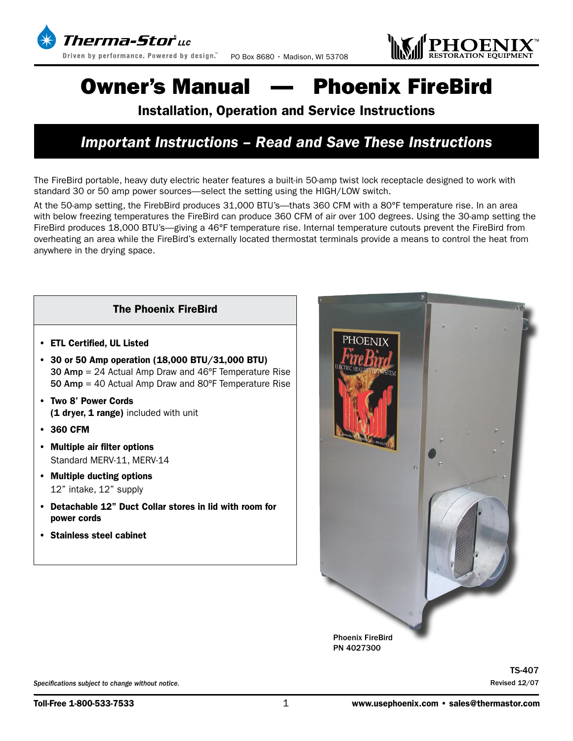Therma-Stor LLC

Driven by performance. Powered by design.™ PO Box 8680 • Madison, WI 53708

PHOENIX™ RESTORATION EQUIPMENT

# Owner's Manual — Phoenix FireBird

## Installation, Operation and Service Instructions

## *Important Instructions – Read and Save These Instructions*

The FireBird portable, heavy duty electric heater features a built-in 50-amp twist lock receptacle designed to work with standard 30 or 50 amp power sources—select the setting using the HIGH/LOW switch.

At the 50-amp setting, the FirebBird produces 31,000 BTU's—thats 360 CFM with a 80°F temperature rise. In an area with below freezing temperatures the FireBird can produce 360 CFM of air over 100 degrees. Using the 30-amp setting the FireBird produces 18,000 BTU's—giving a 46°F temperature rise. Internal temperature cutouts prevent the FireBird from overheating an area while the FireBird's externally located thermostat terminals provide a means to control the heat from anywhere in the drying space.

### The Phoenix FireBird

- **ETL Certified, UL Listed**
- **30 or 50 Amp operation (18,000 BTU/31,000 BTU)**
  **30 Amp** = 24 Actual Amp Draw and 46°F Temperature Rise
  **50 Amp** = 40 Actual Amp Draw and 80°F Temperature Rise
- **Two 8' Power Cords**
  **(1 dryer, 1 range)** included with unit
- **360 CFM**
- **Multiple air filter options**
  Standard MERV-11, MERV-14
- **Multiple ducting options**
  12" intake, 12" supply
- **Detachable 12" Duct Collar stores in lid with room for power cords**
- **Stainless steel cabinet**

Phoenix FireBird
PN 4027300

TS-407
Revised 12/07

*Specifications subject to change without notice.*

Toll-Free 1-800-533-7533 www.usephoenix.com • sales@thermastor.com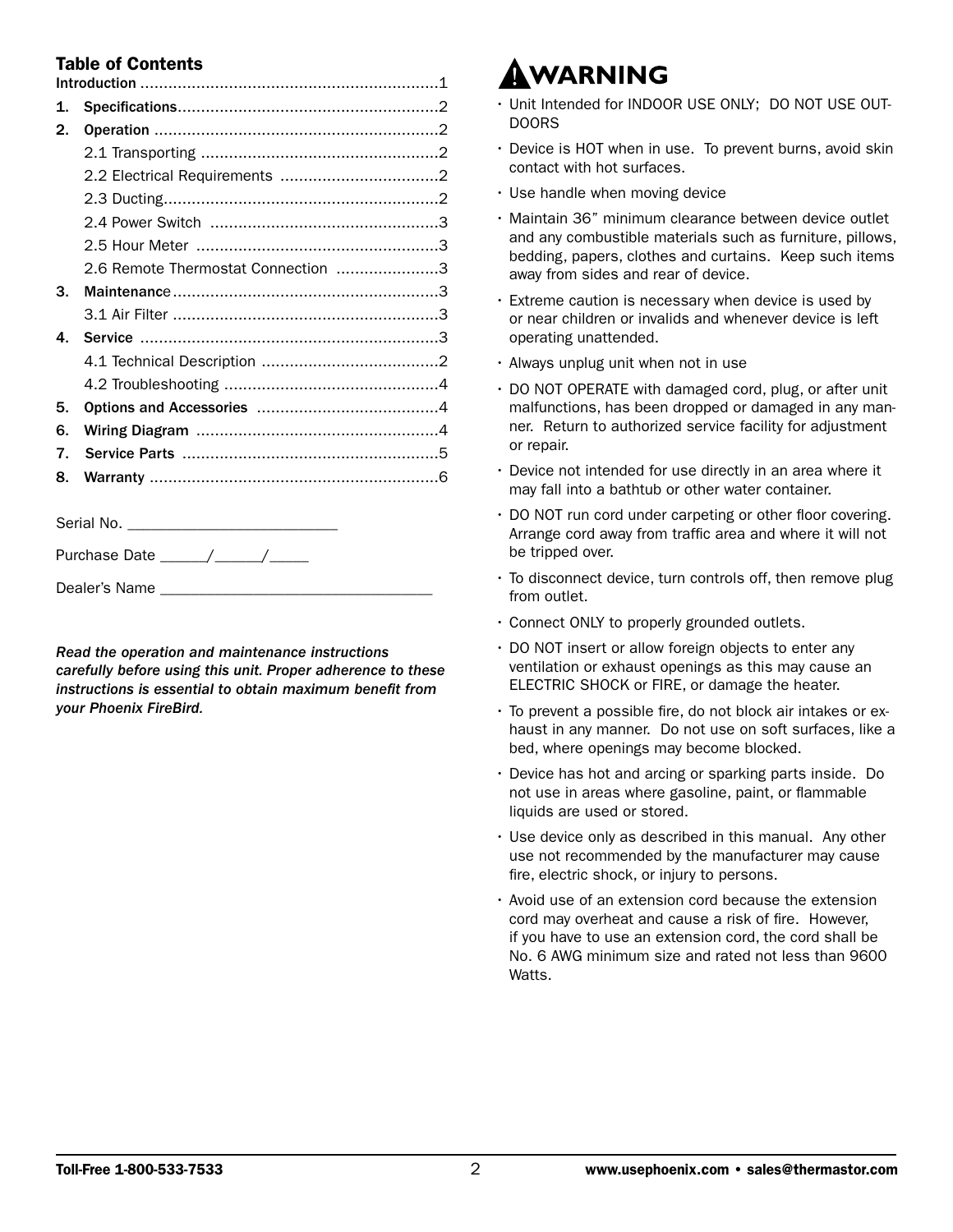## Table of Contents

Introduction ..................................................................1

1. Specifications..........................................................2
2. Operation ...............................................................2
   - 2.1 Transporting ....................................................2
   - 2.2 Electrical Requirements ...................................2
   - 2.3 Ducting.............................................................2
   - 2.4 Power Switch ..................................................3
   - 2.5 Hour Meter .....................................................3
   - 2.6 Remote Thermostat Connection .......................3
3. Maintenance...........................................................3
   - 3.1 Air Filter ..........................................................3
4. Service ...................................................................3
   - 4.1 Technical Description .......................................2
   - 4.2 Troubleshooting ...............................................4
5. Options and Accessories ........................................4
6. Wiring Diagram .....................................................4
7. Service Parts ........................................................5
8. Warranty ...............................................................6

Serial No. ___________________________

Purchase Date ______/______/_____

Dealer's Name __________________________________

*Read the operation and maintenance instructions carefully before using this unit. Proper adherence to these instructions is essential to obtain maximum benefit from your Phoenix FireBird.*

## ⚠ WARNING

- Unit Intended for INDOOR USE ONLY; DO NOT USE OUTDOORS
- Device is HOT when in use. To prevent burns, avoid skin contact with hot surfaces.
- Use handle when moving device
- Maintain 36" minimum clearance between device outlet and any combustible materials such as furniture, pillows, bedding, papers, clothes and curtains. Keep such items away from sides and rear of device.
- Extreme caution is necessary when device is used by or near children or invalids and whenever device is left operating unattended.
- Always unplug unit when not in use
- DO NOT OPERATE with damaged cord, plug, or after unit malfunctions, has been dropped or damaged in any manner. Return to authorized service facility for adjustment or repair.
- Device not intended for use directly in an area where it may fall into a bathtub or other water container.
- DO NOT run cord under carpeting or other floor covering. Arrange cord away from traffic area and where it will not be tripped over.
- To disconnect device, turn controls off, then remove plug from outlet.
- Connect ONLY to properly grounded outlets.
- DO NOT insert or allow foreign objects to enter any ventilation or exhaust openings as this may cause an ELECTRIC SHOCK or FIRE, or damage the heater.
- To prevent a possible fire, do not block air intakes or exhaust in any manner. Do not use on soft surfaces, like a bed, where openings may become blocked.
- Device has hot and arcing or sparking parts inside. Do not use in areas where gasoline, paint, or flammable liquids are used or stored.
- Use device only as described in this manual. Any other use not recommended by the manufacturer may cause fire, electric shock, or injury to persons.
- Avoid use of an extension cord because the extension cord may overheat and cause a risk of fire. However, if you have to use an extension cord, the cord shall be No. 6 AWG minimum size and rated not less than 9600 Watts.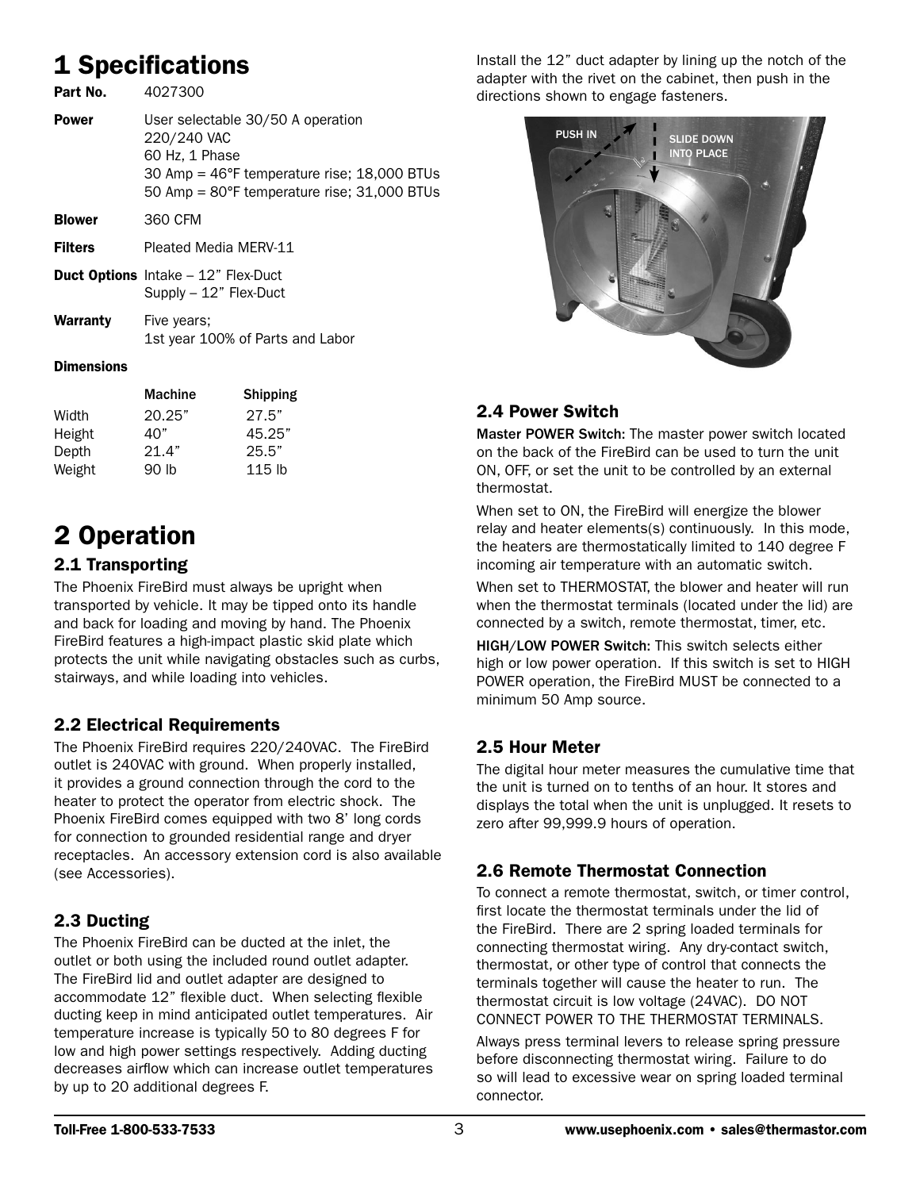# 1 Specifications

| | |
|---|---|
| **Part No.** | 4027300 |
| **Power** | User selectable 30/50 A operation<br>220/240 VAC<br>60 Hz, 1 Phase<br>30 Amp = 46°F temperature rise; 18,000 BTUs<br>50 Amp = 80°F temperature rise; 31,000 BTUs |
| **Blower** | 360 CFM |
| **Filters** | Pleated Media MERV-11 |
| **Duct Options** | Intake – 12" Flex-Duct<br>Supply – 12" Flex-Duct |
| **Warranty** | Five years;<br>1st year 100% of Parts and Labor |

**Dimensions**

| | Machine | Shipping |
|---|---|---|
| Width | 20.25" | 27.5" |
| Height | 40" | 45.25" |
| Depth | 21.4" | 25.5" |
| Weight | 90 lb | 115 lb |

# 2 Operation

## 2.1 Transporting

The Phoenix FireBird must always be upright when transported by vehicle. It may be tipped onto its handle and back for loading and moving by hand. The Phoenix FireBird features a high-impact plastic skid plate which protects the unit while navigating obstacles such as curbs, stairways, and while loading into vehicles.

## 2.2 Electrical Requirements

The Phoenix FireBird requires 220/240VAC. The FireBird outlet is 240VAC with ground. When properly installed, it provides a ground connection through the cord to the heater to protect the operator from electric shock. The Phoenix FireBird comes equipped with two 8' long cords for connection to grounded residential range and dryer receptacles. An accessory extension cord is also available (see Accessories).

## 2.3 Ducting

The Phoenix FireBird can be ducted at the inlet, the outlet or both using the included round outlet adapter. The FireBird lid and outlet adapter are designed to accommodate 12" flexible duct. When selecting flexible ducting keep in mind anticipated outlet temperatures. Air temperature increase is typically 50 to 80 degrees F for low and high power settings respectively. Adding ducting decreases airflow which can increase outlet temperatures by up to 20 additional degrees F.

Install the 12" duct adapter by lining up the notch of the adapter with the rivet on the cabinet, then push in the directions shown to engage fasteners.

PUSH IN

SLIDE DOWN INTO PLACE

## 2.4 Power Switch

**Master POWER Switch:** The master power switch located on the back of the FireBird can be used to turn the unit ON, OFF, or set the unit to be controlled by an external thermostat.

When set to ON, the FireBird will energize the blower relay and heater elements(s) continuously. In this mode, the heaters are thermostatically limited to 140 degree F incoming air temperature with an automatic switch.

When set to THERMOSTAT, the blower and heater will run when the thermostat terminals (located under the lid) are connected by a switch, remote thermostat, timer, etc.

**HIGH/LOW POWER Switch:** This switch selects either high or low power operation. If this switch is set to HIGH POWER operation, the FireBird MUST be connected to a minimum 50 Amp source.

## 2.5 Hour Meter

The digital hour meter measures the cumulative time that the unit is turned on to tenths of an hour. It stores and displays the total when the unit is unplugged. It resets to zero after 99,999.9 hours of operation.

## 2.6 Remote Thermostat Connection

To connect a remote thermostat, switch, or timer control, first locate the thermostat terminals under the lid of the FireBird. There are 2 spring loaded terminals for connecting thermostat wiring. Any dry-contact switch, thermostat, or other type of control that connects the terminals together will cause the heater to run. The thermostat circuit is low voltage (24VAC). DO NOT CONNECT POWER TO THE THERMOSTAT TERMINALS.

Always press terminal levers to release spring pressure before disconnecting thermostat wiring. Failure to do so will lead to excessive wear on spring loaded terminal connector.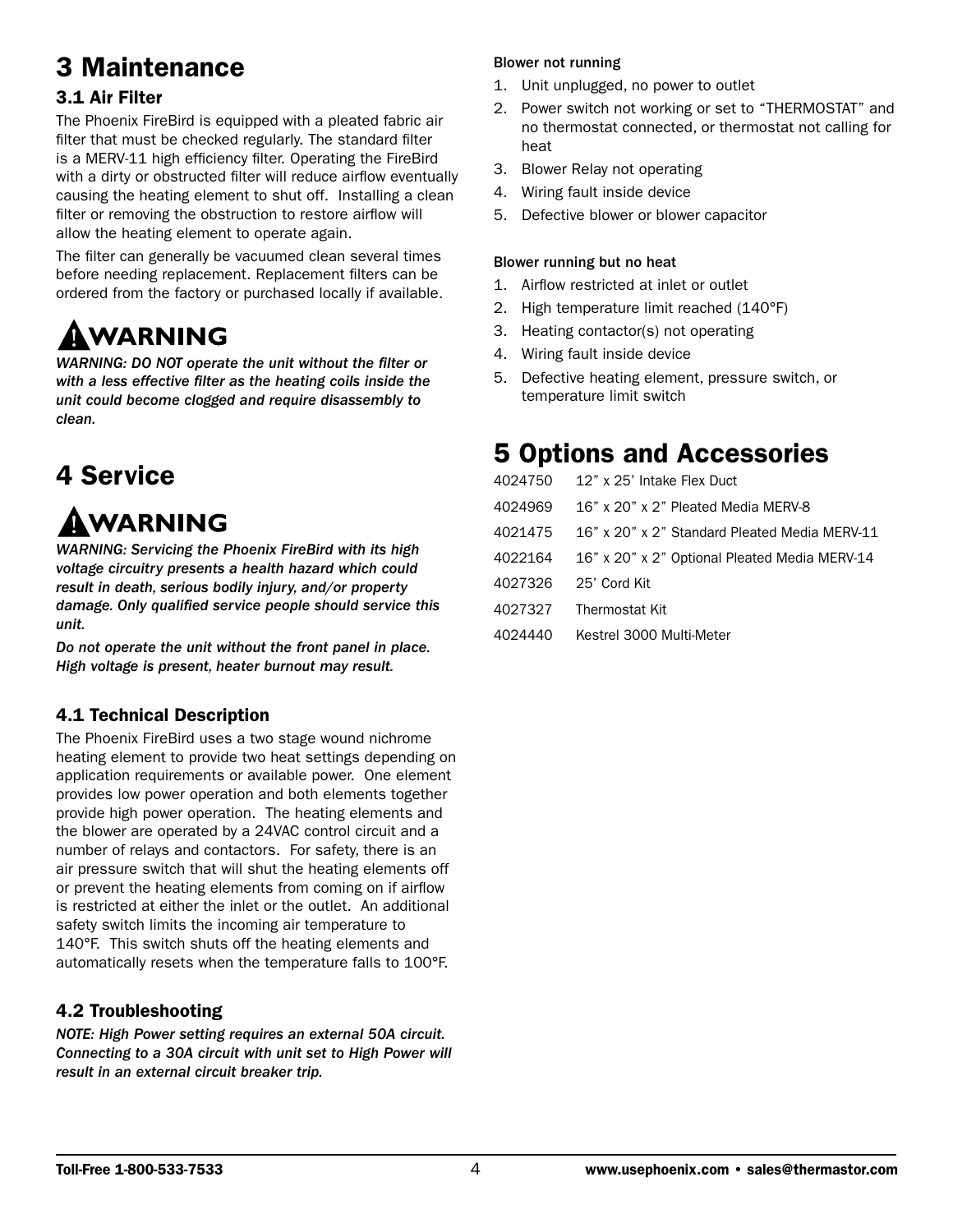# 3 Maintenance

## 3.1 Air Filter

The Phoenix FireBird is equipped with a pleated fabric air filter that must be checked regularly. The standard filter is a MERV-11 high efficiency filter. Operating the FireBird with a dirty or obstructed filter will reduce airflow eventually causing the heating element to shut off. Installing a clean filter or removing the obstruction to restore airflow will allow the heating element to operate again.

The filter can generally be vacuumed clean several times before needing replacement. Replacement filters can be ordered from the factory or purchased locally if available.

**⚠WARNING**

***WARNING: DO NOT operate the unit without the filter or with a less effective filter as the heating coils inside the unit could become clogged and require disassembly to clean.***

# 4 Service

**⚠WARNING**

***WARNING: Servicing the Phoenix FireBird with its high voltage circuitry presents a health hazard which could result in death, serious bodily injury, and/or property damage. Only qualified service people should service this unit.***

***Do not operate the unit without the front panel in place. High voltage is present, heater burnout may result.***

## 4.1 Technical Description

The Phoenix FireBird uses a two stage wound nichrome heating element to provide two heat settings depending on application requirements or available power. One element provides low power operation and both elements together provide high power operation. The heating elements and the blower are operated by a 24VAC control circuit and a number of relays and contactors. For safety, there is an air pressure switch that will shut the heating elements off or prevent the heating elements from coming on if airflow is restricted at either the inlet or the outlet. An additional safety switch limits the incoming air temperature to 140°F. This switch shuts off the heating elements and automatically resets when the temperature falls to 100°F.

## 4.2 Troubleshooting

***NOTE: High Power setting requires an external 50A circuit. Connecting to a 30A circuit with unit set to High Power will result in an external circuit breaker trip.***

**Blower not running**

1. Unit unplugged, no power to outlet
2. Power switch not working or set to "THERMOSTAT" and no thermostat connected, or thermostat not calling for heat
3. Blower Relay not operating
4. Wiring fault inside device
5. Defective blower or blower capacitor

**Blower running but no heat**

1. Airflow restricted at inlet or outlet
2. High temperature limit reached (140°F)
3. Heating contactor(s) not operating
4. Wiring fault inside device
5. Defective heating element, pressure switch, or temperature limit switch

# 5 Options and Accessories

| | |
|---|---|
| 4024750 | 12" x 25' Intake Flex Duct |
| 4024969 | 16" x 20" x 2" Pleated Media MERV-8 |
| 4021475 | 16" x 20" x 2" Standard Pleated Media MERV-11 |
| 4022164 | 16" x 20" x 2" Optional Pleated Media MERV-14 |
| 4027326 | 25' Cord Kit |
| 4027327 | Thermostat Kit |
| 4024440 | Kestrel 3000 Multi-Meter |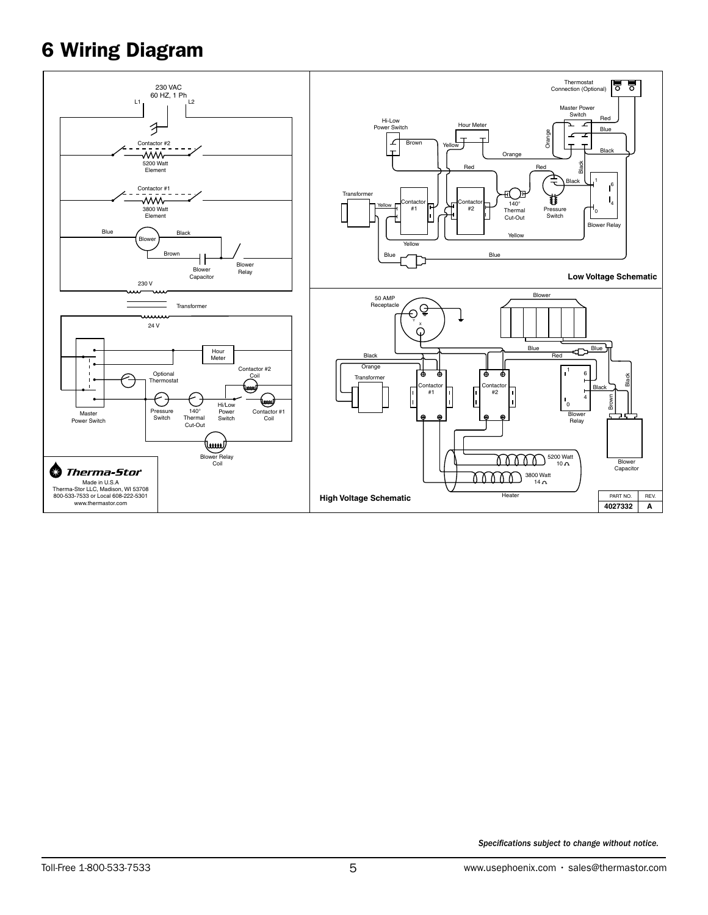# 6 Wiring Diagram

230 VAC
60 HZ, 1 Ph
L1 L2

Contactor #2
5200 Watt Element

Contactor #1
3800 Watt Element

Blue Blower Black
Brown
Blower Capacitor
Blower Relay

230 V
Transformer
24 V

Hour Meter
Contactor #2 Coil
Optional Thermostat
Master Power Switch
Pressure Switch
140° Thermal Cut-Out
Hi/Low Power Switch
Contactor #1 Coil
Blower Relay Coil

**Therma-Stor**
Made in U.S.A
Therma-Stor LLC, Madison, WI 53708
800-533-7533 or Local 608-222-5301
www.thermastor.com

Thermostat Connection (Optional)
Master Power Switch
Hi-Low Power Switch
Hour Meter
Transformer
Contactor #1
Contactor #2
140° Thermal Cut-Out
Pressure Switch
Blower Relay

**Low Voltage Schematic**

50 AMP Receptacle
Blower
Transformer
Contactor #1
Contactor #2
Blower Relay
Blower Capacitor
5200 Watt 10 Ω
3800 Watt 14 Ω
Heater

**High Voltage Schematic**

| PART NO. | REV. |
|---|---|
| 4027332 | A |

*Specifications subject to change without notice.*

Toll-Free 1-800-533-7533 www.usephoenix.com • sales@thermastor.com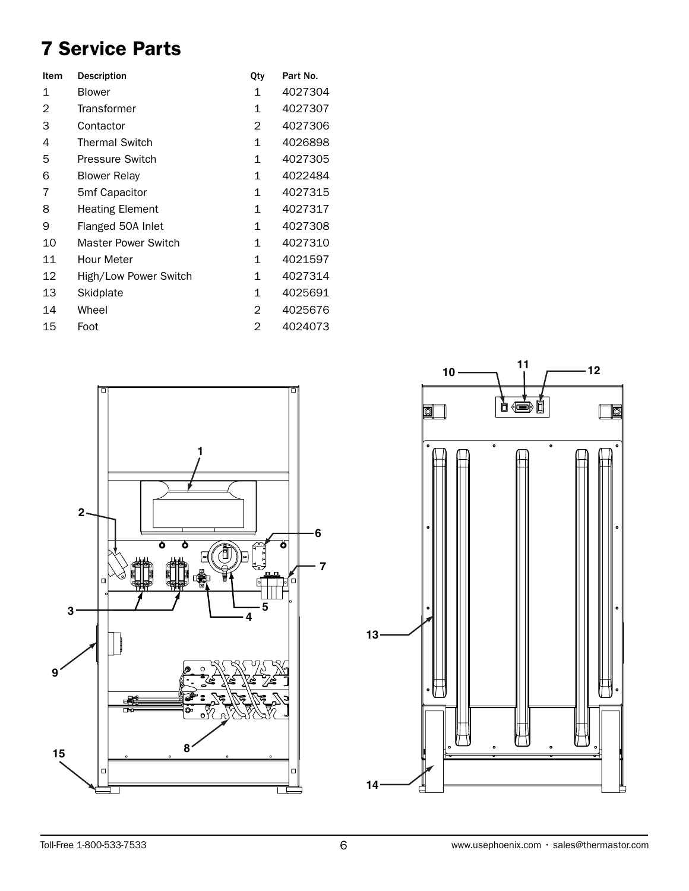# 7 Service Parts

| Item | Description | Qty | Part No. |
|---|---|---|---|
| 1 | Blower | 1 | 4027304 |
| 2 | Transformer | 1 | 4027307 |
| 3 | Contactor | 2 | 4027306 |
| 4 | Thermal Switch | 1 | 4026898 |
| 5 | Pressure Switch | 1 | 4027305 |
| 6 | Blower Relay | 1 | 4022484 |
| 7 | 5mf Capacitor | 1 | 4027315 |
| 8 | Heating Element | 1 | 4027317 |
| 9 | Flanged 50A Inlet | 1 | 4027308 |
| 10 | Master Power Switch | 1 | 4027310 |
| 11 | Hour Meter | 1 | 4021597 |
| 12 | High/Low Power Switch | 1 | 4027314 |
| 13 | Skidplate | 1 | 4025691 |
| 14 | Wheel | 2 | 4025676 |
| 15 | Foot | 2 | 4024073 |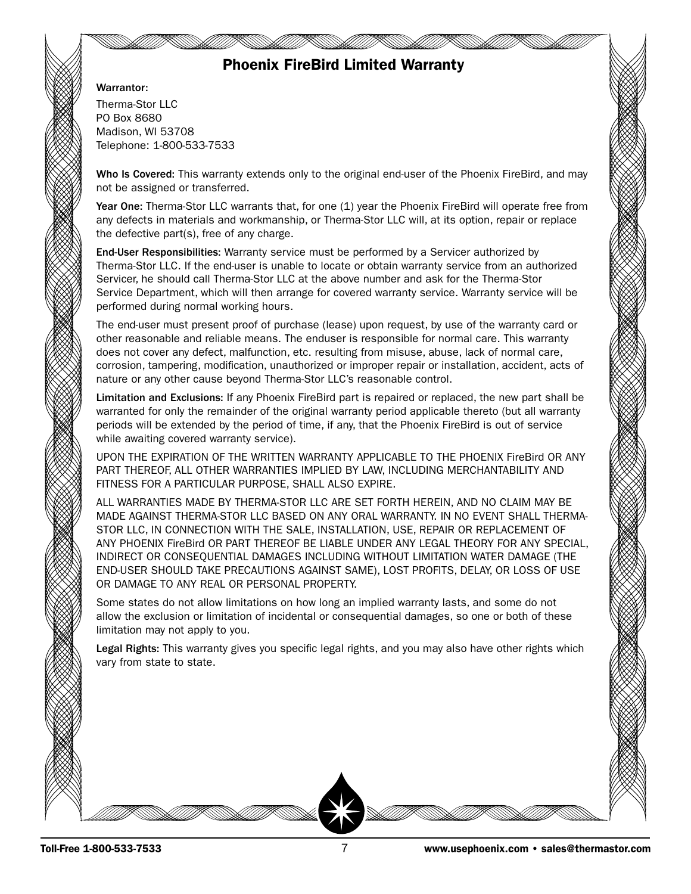# Phoenix FireBird Limited Warranty

**Warrantor:**

Therma-Stor LLC
PO Box 8680
Madison, WI 53708
Telephone: 1-800-533-7533

**Who Is Covered:** This warranty extends only to the original end-user of the Phoenix FireBird, and may not be assigned or transferred.

**Year One:** Therma-Stor LLC warrants that, for one (1) year the Phoenix FireBird will operate free from any defects in materials and workmanship, or Therma-Stor LLC will, at its option, repair or replace the defective part(s), free of any charge.

**End-User Responsibilities:** Warranty service must be performed by a Servicer authorized by Therma-Stor LLC. If the end-user is unable to locate or obtain warranty service from an authorized Servicer, he should call Therma-Stor LLC at the above number and ask for the Therma-Stor Service Department, which will then arrange for covered warranty service. Warranty service will be performed during normal working hours.

The end-user must present proof of purchase (lease) upon request, by use of the warranty card or other reasonable and reliable means. The enduser is responsible for normal care. This warranty does not cover any defect, malfunction, etc. resulting from misuse, abuse, lack of normal care, corrosion, tampering, modification, unauthorized or improper repair or installation, accident, acts of nature or any other cause beyond Therma-Stor LLC's reasonable control.

**Limitation and Exclusions:** If any Phoenix FireBird part is repaired or replaced, the new part shall be warranted for only the remainder of the original warranty period applicable thereto (but all warranty periods will be extended by the period of time, if any, that the Phoenix FireBird is out of service while awaiting covered warranty service).

UPON THE EXPIRATION OF THE WRITTEN WARRANTY APPLICABLE TO THE PHOENIX FireBird OR ANY PART THEREOF, ALL OTHER WARRANTIES IMPLIED BY LAW, INCLUDING MERCHANTABILITY AND FITNESS FOR A PARTICULAR PURPOSE, SHALL ALSO EXPIRE.

ALL WARRANTIES MADE BY THERMA-STOR LLC ARE SET FORTH HEREIN, AND NO CLAIM MAY BE MADE AGAINST THERMA-STOR LLC BASED ON ANY ORAL WARRANTY. IN NO EVENT SHALL THERMA-STOR LLC, IN CONNECTION WITH THE SALE, INSTALLATION, USE, REPAIR OR REPLACEMENT OF ANY PHOENIX FireBird OR PART THEREOF BE LIABLE UNDER ANY LEGAL THEORY FOR ANY SPECIAL, INDIRECT OR CONSEQUENTIAL DAMAGES INCLUDING WITHOUT LIMITATION WATER DAMAGE (THE END-USER SHOULD TAKE PRECAUTIONS AGAINST SAME), LOST PROFITS, DELAY, OR LOSS OF USE OR DAMAGE TO ANY REAL OR PERSONAL PROPERTY.

Some states do not allow limitations on how long an implied warranty lasts, and some do not allow the exclusion or limitation of incidental or consequential damages, so one or both of these limitation may not apply to you.

**Legal Rights:** This warranty gives you specific legal rights, and you may also have other rights which vary from state to state.